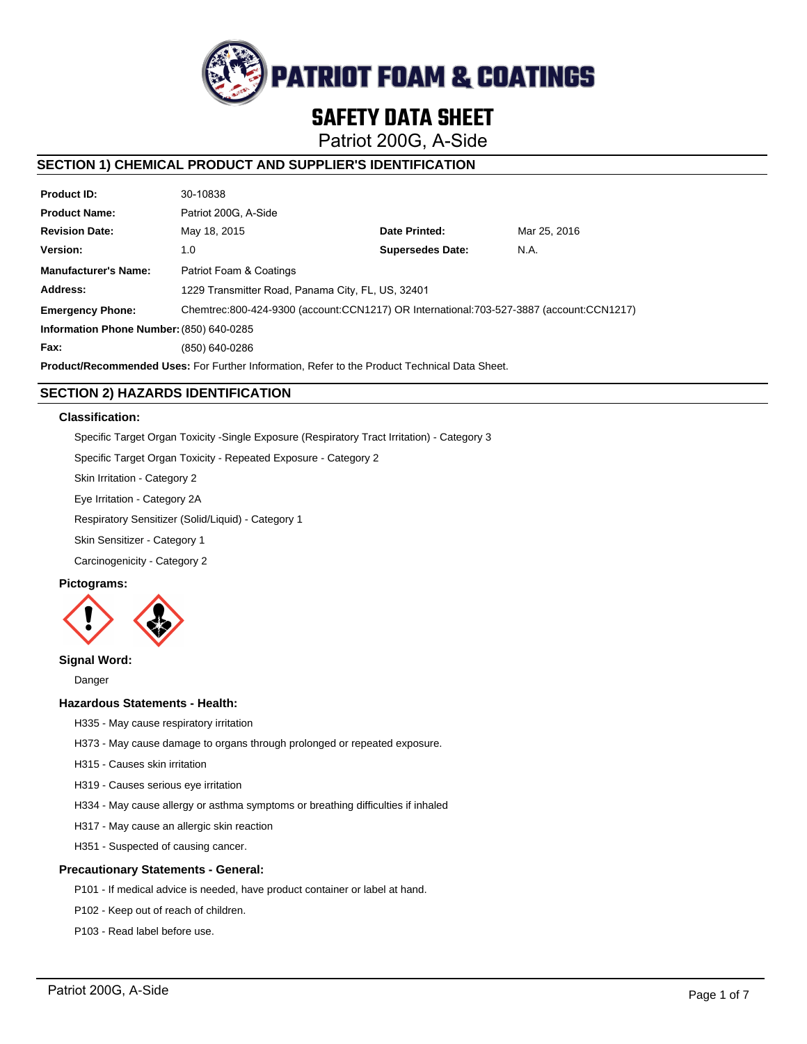# PATRIOT FOAM & COATINGS

# SAFETY DATA SHEET

Patriot 200G, A-Side

## SECTION 1) CHEMICAL PRODUCT AND SUPPLIER'S IDENTIFICATION

| | | | |
|---|---|---|---|
| **Product ID:** | 30-10838 | | |
| **Product Name:** | Patriot 200G, A-Side | | |
| **Revision Date:** | May 18, 2015 | **Date Printed:** | Mar 25, 2016 |
| **Version:** | 1.0 | **Supersedes Date:** | N.A. |
| **Manufacturer's Name:** | Patriot Foam & Coatings | | |
| **Address:** | 1229 Transmitter Road, Panama City, FL, US, 32401 | | |
| **Emergency Phone:** | Chemtrec:800-424-9300 (account:CCN1217) OR International:703-527-3887 (account:CCN1217) | | |
| **Information Phone Number:** | (850) 640-0285 | | |
| **Fax:** | (850) 640-0286 | | |

**Product/Recommended Uses:** For Further Information, Refer to the Product Technical Data Sheet.

## SECTION 2) HAZARDS IDENTIFICATION

### Classification:

Specific Target Organ Toxicity -Single Exposure (Respiratory Tract Irritation) - Category 3

Specific Target Organ Toxicity - Repeated Exposure - Category 2

Skin Irritation - Category 2

Eye Irritation - Category 2A

Respiratory Sensitizer (Solid/Liquid) - Category 1

Skin Sensitizer - Category 1

Carcinogenicity - Category 2

### Pictograms:

### Signal Word:

Danger

### Hazardous Statements - Health:

H335 - May cause respiratory irritation

H373 - May cause damage to organs through prolonged or repeated exposure.

H315 - Causes skin irritation

H319 - Causes serious eye irritation

H334 - May cause allergy or asthma symptoms or breathing difficulties if inhaled

H317 - May cause an allergic skin reaction

H351 - Suspected of causing cancer.

### Precautionary Statements - General:

P101 - If medical advice is needed, have product container or label at hand.

P102 - Keep out of reach of children.

P103 - Read label before use.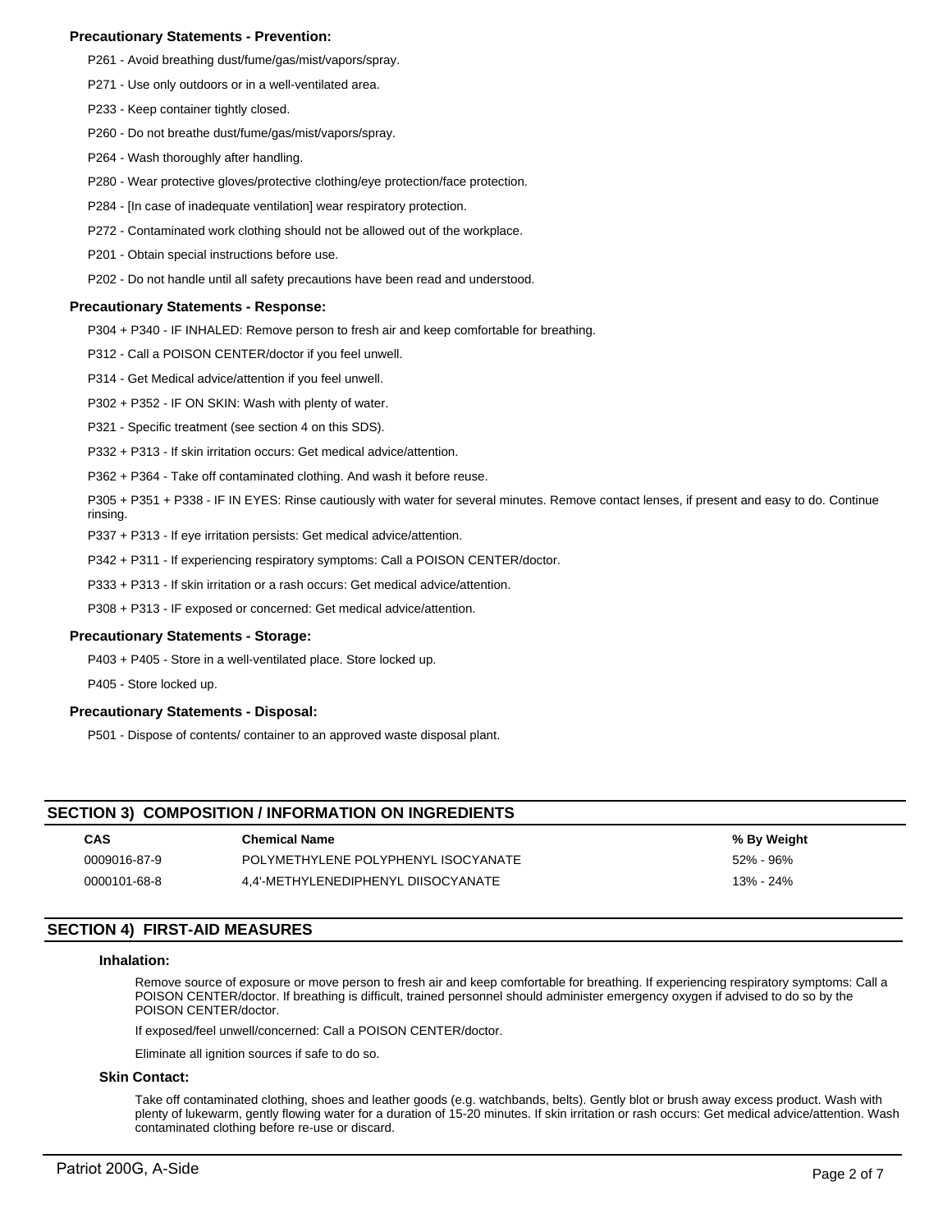### Precautionary Statements - Prevention:

P261 - Avoid breathing dust/fume/gas/mist/vapors/spray.

P271 - Use only outdoors or in a well-ventilated area.

P233 - Keep container tightly closed.

P260 - Do not breathe dust/fume/gas/mist/vapors/spray.

P264 - Wash thoroughly after handling.

P280 - Wear protective gloves/protective clothing/eye protection/face protection.

P284 - [In case of inadequate ventilation] wear respiratory protection.

P272 - Contaminated work clothing should not be allowed out of the workplace.

P201 - Obtain special instructions before use.

P202 - Do not handle until all safety precautions have been read and understood.

### Precautionary Statements - Response:

P304 + P340 - IF INHALED: Remove person to fresh air and keep comfortable for breathing.

P312 - Call a POISON CENTER/doctor if you feel unwell.

P314 - Get Medical advice/attention if you feel unwell.

P302 + P352 - IF ON SKIN: Wash with plenty of water.

P321 - Specific treatment (see section 4 on this SDS).

P332 + P313 - If skin irritation occurs: Get medical advice/attention.

P362 + P364 - Take off contaminated clothing. And wash it before reuse.

P305 + P351 + P338 - IF IN EYES: Rinse cautiously with water for several minutes. Remove contact lenses, if present and easy to do. Continue rinsing.

P337 + P313 - If eye irritation persists: Get medical advice/attention.

P342 + P311 - If experiencing respiratory symptoms: Call a POISON CENTER/doctor.

P333 + P313 - If skin irritation or a rash occurs: Get medical advice/attention.

P308 + P313 - IF exposed or concerned: Get medical advice/attention.

### Precautionary Statements - Storage:

P403 + P405 - Store in a well-ventilated place. Store locked up.

P405 - Store locked up.

### Precautionary Statements - Disposal:

P501 - Dispose of contents/ container to an approved waste disposal plant.

## SECTION 3) COMPOSITION / INFORMATION ON INGREDIENTS

| CAS | Chemical Name | % By Weight |
|---|---|---|
| 0009016-87-9 | POLYMETHYLENE POLYPHENYL ISOCYANATE | 52% - 96% |
| 0000101-68-8 | 4,4'-METHYLENEDIPHENYL DIISOCYANATE | 13% - 24% |

## SECTION 4) FIRST-AID MEASURES

### Inhalation:

Remove source of exposure or move person to fresh air and keep comfortable for breathing. If experiencing respiratory symptoms: Call a POISON CENTER/doctor. If breathing is difficult, trained personnel should administer emergency oxygen if advised to do so by the POISON CENTER/doctor.

If exposed/feel unwell/concerned: Call a POISON CENTER/doctor.

Eliminate all ignition sources if safe to do so.

### Skin Contact:

Take off contaminated clothing, shoes and leather goods (e.g. watchbands, belts). Gently blot or brush away excess product. Wash with plenty of lukewarm, gently flowing water for a duration of 15-20 minutes. If skin irritation or rash occurs: Get medical advice/attention. Wash contaminated clothing before re-use or discard.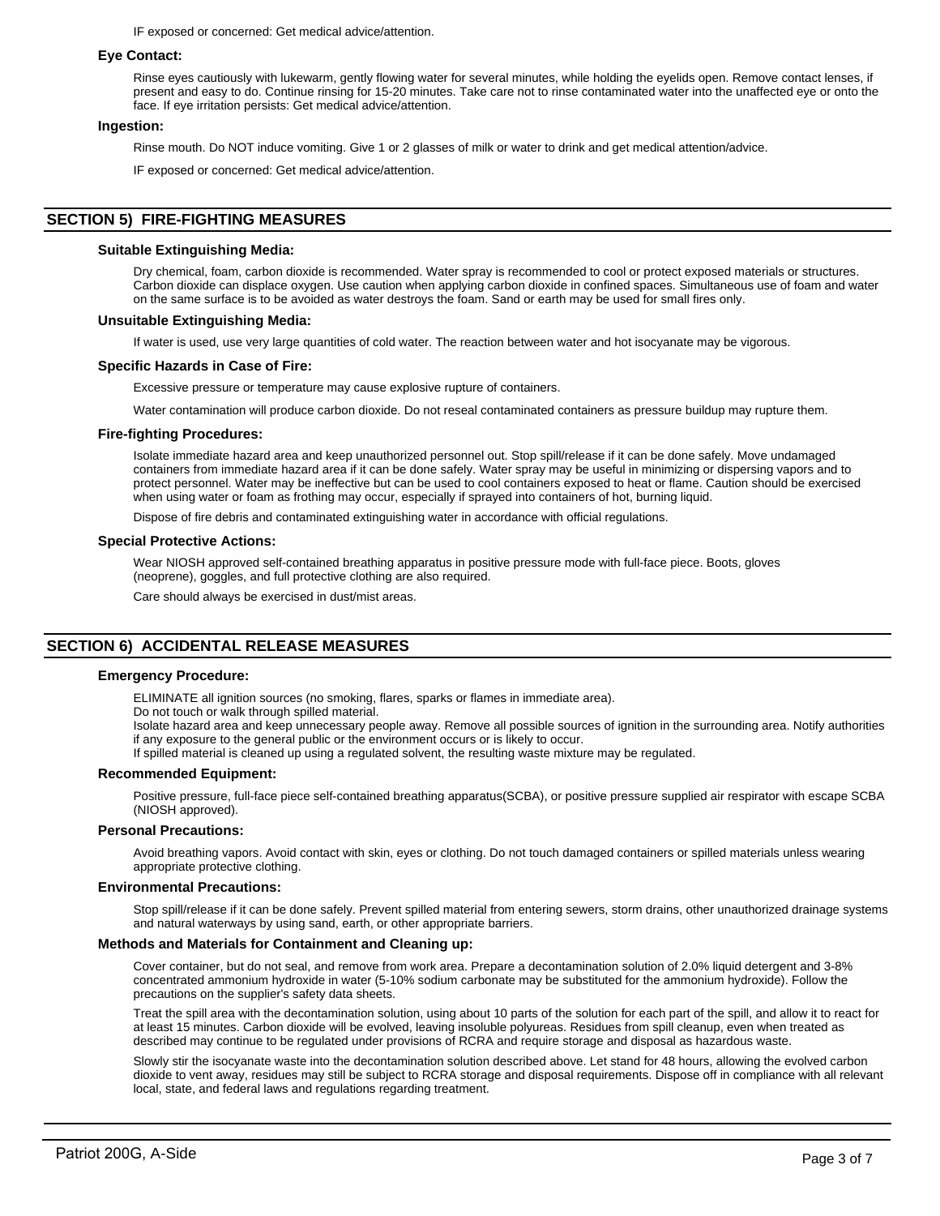IF exposed or concerned: Get medical advice/attention.

### Eye Contact:

Rinse eyes cautiously with lukewarm, gently flowing water for several minutes, while holding the eyelids open. Remove contact lenses, if present and easy to do. Continue rinsing for 15-20 minutes. Take care not to rinse contaminated water into the unaffected eye or onto the face. If eye irritation persists: Get medical advice/attention.

### Ingestion:

Rinse mouth. Do NOT induce vomiting. Give 1 or 2 glasses of milk or water to drink and get medical attention/advice.

IF exposed or concerned: Get medical advice/attention.

## SECTION 5) FIRE-FIGHTING MEASURES

### Suitable Extinguishing Media:

Dry chemical, foam, carbon dioxide is recommended. Water spray is recommended to cool or protect exposed materials or structures. Carbon dioxide can displace oxygen. Use caution when applying carbon dioxide in confined spaces. Simultaneous use of foam and water on the same surface is to be avoided as water destroys the foam. Sand or earth may be used for small fires only.

### Unsuitable Extinguishing Media:

If water is used, use very large quantities of cold water. The reaction between water and hot isocyanate may be vigorous.

### Specific Hazards in Case of Fire:

Excessive pressure or temperature may cause explosive rupture of containers.

Water contamination will produce carbon dioxide. Do not reseal contaminated containers as pressure buildup may rupture them.

### Fire-fighting Procedures:

Isolate immediate hazard area and keep unauthorized personnel out. Stop spill/release if it can be done safely. Move undamaged containers from immediate hazard area if it can be done safely. Water spray may be useful in minimizing or dispersing vapors and to protect personnel. Water may be ineffective but can be used to cool containers exposed to heat or flame. Caution should be exercised when using water or foam as frothing may occur, especially if sprayed into containers of hot, burning liquid.

Dispose of fire debris and contaminated extinguishing water in accordance with official regulations.

### Special Protective Actions:

Wear NIOSH approved self-contained breathing apparatus in positive pressure mode with full-face piece. Boots, gloves (neoprene), goggles, and full protective clothing are also required.

Care should always be exercised in dust/mist areas.

## SECTION 6) ACCIDENTAL RELEASE MEASURES

### Emergency Procedure:

ELIMINATE all ignition sources (no smoking, flares, sparks or flames in immediate area).
Do not touch or walk through spilled material.
Isolate hazard area and keep unnecessary people away. Remove all possible sources of ignition in the surrounding area. Notify authorities if any exposure to the general public or the environment occurs or is likely to occur.
If spilled material is cleaned up using a regulated solvent, the resulting waste mixture may be regulated.

### Recommended Equipment:

Positive pressure, full-face piece self-contained breathing apparatus(SCBA), or positive pressure supplied air respirator with escape SCBA (NIOSH approved).

### Personal Precautions:

Avoid breathing vapors. Avoid contact with skin, eyes or clothing. Do not touch damaged containers or spilled materials unless wearing appropriate protective clothing.

### Environmental Precautions:

Stop spill/release if it can be done safely. Prevent spilled material from entering sewers, storm drains, other unauthorized drainage systems and natural waterways by using sand, earth, or other appropriate barriers.

### Methods and Materials for Containment and Cleaning up:

Cover container, but do not seal, and remove from work area. Prepare a decontamination solution of 2.0% liquid detergent and 3-8% concentrated ammonium hydroxide in water (5-10% sodium carbonate may be substituted for the ammonium hydroxide). Follow the precautions on the supplier's safety data sheets.

Treat the spill area with the decontamination solution, using about 10 parts of the solution for each part of the spill, and allow it to react for at least 15 minutes. Carbon dioxide will be evolved, leaving insoluble polyureas. Residues from spill cleanup, even when treated as described may continue to be regulated under provisions of RCRA and require storage and disposal as hazardous waste.

Slowly stir the isocyanate waste into the decontamination solution described above. Let stand for 48 hours, allowing the evolved carbon dioxide to vent away, residues may still be subject to RCRA storage and disposal requirements. Dispose off in compliance with all relevant local, state, and federal laws and regulations regarding treatment.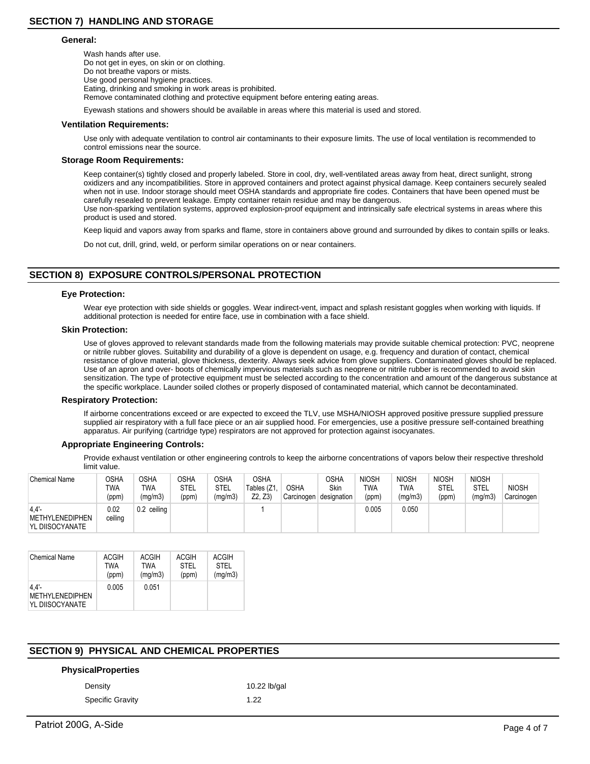## SECTION 7) HANDLING AND STORAGE

### General:

Wash hands after use.
Do not get in eyes, on skin or on clothing.
Do not breathe vapors or mists.
Use good personal hygiene practices.
Eating, drinking and smoking in work areas is prohibited.
Remove contaminated clothing and protective equipment before entering eating areas.

Eyewash stations and showers should be available in areas where this material is used and stored.

### Ventilation Requirements:

Use only with adequate ventilation to control air contaminants to their exposure limits. The use of local ventilation is recommended to control emissions near the source.

### Storage Room Requirements:

Keep container(s) tightly closed and properly labeled. Store in cool, dry, well-ventilated areas away from heat, direct sunlight, strong oxidizers and any incompatibilities. Store in approved containers and protect against physical damage. Keep containers securely sealed when not in use. Indoor storage should meet OSHA standards and appropriate fire codes. Containers that have been opened must be carefully resealed to prevent leakage. Empty container retain residue and may be dangerous.
Use non-sparking ventilation systems, approved explosion-proof equipment and intrinsically safe electrical systems in areas where this product is used and stored.

Keep liquid and vapors away from sparks and flame, store in containers above ground and surrounded by dikes to contain spills or leaks.

Do not cut, drill, grind, weld, or perform similar operations on or near containers.

## SECTION 8) EXPOSURE CONTROLS/PERSONAL PROTECTION

### Eye Protection:

Wear eye protection with side shields or goggles. Wear indirect-vent, impact and splash resistant goggles when working with liquids. If additional protection is needed for entire face, use in combination with a face shield.

### Skin Protection:

Use of gloves approved to relevant standards made from the following materials may provide suitable chemical protection: PVC, neoprene or nitrile rubber gloves. Suitability and durability of a glove is dependent on usage, e.g. frequency and duration of contact, chemical resistance of glove material, glove thickness, dexterity. Always seek advice from glove suppliers. Contaminated gloves should be replaced. Use of an apron and over- boots of chemically impervious materials such as neoprene or nitrile rubber is recommended to avoid skin sensitization. The type of protective equipment must be selected according to the concentration and amount of the dangerous substance at the specific workplace. Launder soiled clothes or properly disposed of contaminated material, which cannot be decontaminated.

### Respiratory Protection:

If airborne concentrations exceed or are expected to exceed the TLV, use MSHA/NIOSH approved positive pressure supplied pressure supplied air respiratory with a full face piece or an air supplied hood. For emergencies, use a positive pressure self-contained breathing apparatus. Air purifying (cartridge type) respirators are not approved for protection against isocyanates.

### Appropriate Engineering Controls:

Provide exhaust ventilation or other engineering controls to keep the airborne concentrations of vapors below their respective threshold limit value.

| Chemical Name | OSHA TWA (ppm) | OSHA TWA (mg/m3) | OSHA STEL (ppm) | OSHA STEL (mg/m3) | OSHA Tables (Z1, Z2, Z3) | OSHA Carcinogen | OSHA Skin designation | NIOSH TWA (ppm) | NIOSH TWA (mg/m3) | NIOSH STEL (ppm) | NIOSH STEL (mg/m3) | NIOSH Carcinogen |
|---|---|---|---|---|---|---|---|---|---|---|---|---|
| 4,4'-METHYLENEDIPHENYL DIISOCYANATE | 0.02 ceiling | 0.2 ceiling | | | 1 | | | 0.005 | 0.050 | | | |

| Chemical Name | ACGIH TWA (ppm) | ACGIH TWA (mg/m3) | ACGIH STEL (ppm) | ACGIH STEL (mg/m3) |
|---|---|---|---|---|
| 4,4'-METHYLENEDIPHENYL DIISOCYANATE | 0.005 | 0.051 | | |

## SECTION 9) PHYSICAL AND CHEMICAL PROPERTIES

### PhysicalProperties

| | |
|---|---|
| Density | 10.22 lb/gal |
| Specific Gravity | 1.22 |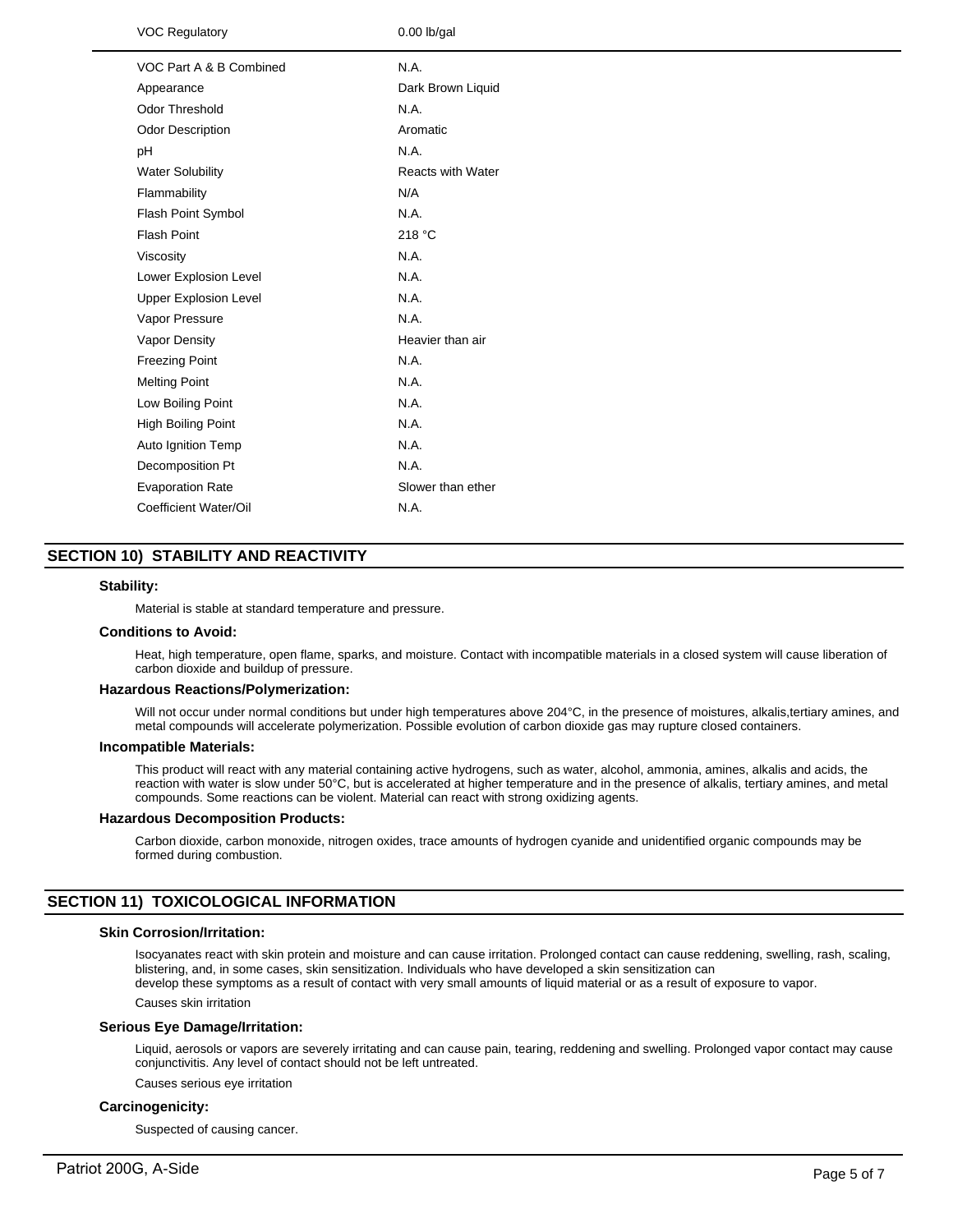| | |
|---|---|
| VOC Regulatory | 0.00 lb/gal |
| VOC Part A & B Combined | N.A. |
| Appearance | Dark Brown Liquid |
| Odor Threshold | N.A. |
| Odor Description | Aromatic |
| pH | N.A. |
| Water Solubility | Reacts with Water |
| Flammability | N/A |
| Flash Point Symbol | N.A. |
| Flash Point | 218 °C |
| Viscosity | N.A. |
| Lower Explosion Level | N.A. |
| Upper Explosion Level | N.A. |
| Vapor Pressure | N.A. |
| Vapor Density | Heavier than air |
| Freezing Point | N.A. |
| Melting Point | N.A. |
| Low Boiling Point | N.A. |
| High Boiling Point | N.A. |
| Auto Ignition Temp | N.A. |
| Decomposition Pt | N.A. |
| Evaporation Rate | Slower than ether |
| Coefficient Water/Oil | N.A. |

## SECTION 10) STABILITY AND REACTIVITY

**Stability:**

Material is stable at standard temperature and pressure.

**Conditions to Avoid:**

Heat, high temperature, open flame, sparks, and moisture. Contact with incompatible materials in a closed system will cause liberation of carbon dioxide and buildup of pressure.

**Hazardous Reactions/Polymerization:**

Will not occur under normal conditions but under high temperatures above 204°C, in the presence of moistures, alkalis,tertiary amines, and metal compounds will accelerate polymerization. Possible evolution of carbon dioxide gas may rupture closed containers.

**Incompatible Materials:**

This product will react with any material containing active hydrogens, such as water, alcohol, ammonia, amines, alkalis and acids, the reaction with water is slow under 50°C, but is accelerated at higher temperature and in the presence of alkalis, tertiary amines, and metal compounds. Some reactions can be violent. Material can react with strong oxidizing agents.

**Hazardous Decomposition Products:**

Carbon dioxide, carbon monoxide, nitrogen oxides, trace amounts of hydrogen cyanide and unidentified organic compounds may be formed during combustion.

## SECTION 11) TOXICOLOGICAL INFORMATION

**Skin Corrosion/Irritation:**

Isocyanates react with skin protein and moisture and can cause irritation. Prolonged contact can cause reddening, swelling, rash, scaling, blistering, and, in some cases, skin sensitization. Individuals who have developed a skin sensitization can develop these symptoms as a result of contact with very small amounts of liquid material or as a result of exposure to vapor.

Causes skin irritation

**Serious Eye Damage/Irritation:**

Liquid, aerosols or vapors are severely irritating and can cause pain, tearing, reddening and swelling. Prolonged vapor contact may cause conjunctivitis. Any level of contact should not be left untreated.

Causes serious eye irritation

**Carcinogenicity:**

Suspected of causing cancer.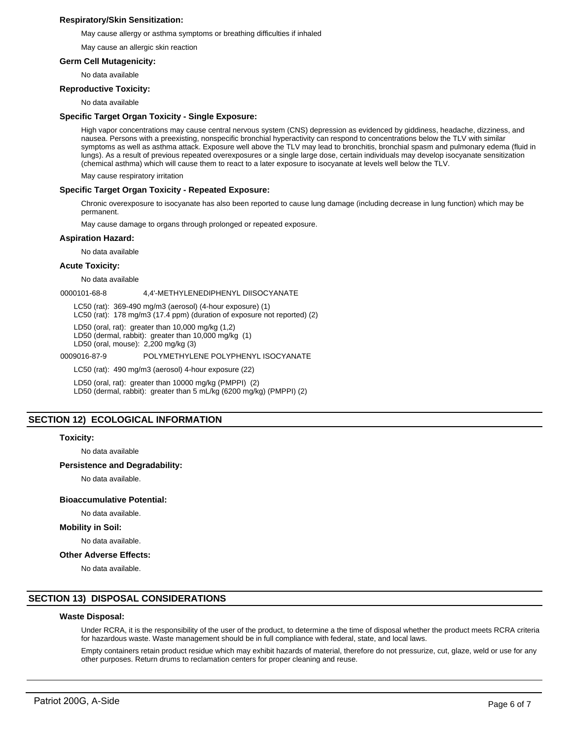**Respiratory/Skin Sensitization:**

May cause allergy or asthma symptoms or breathing difficulties if inhaled

May cause an allergic skin reaction

**Germ Cell Mutagenicity:**

No data available

**Reproductive Toxicity:**

No data available

**Specific Target Organ Toxicity - Single Exposure:**

High vapor concentrations may cause central nervous system (CNS) depression as evidenced by giddiness, headache, dizziness, and nausea. Persons with a preexisting, nonspecific bronchial hyperactivity can respond to concentrations below the TLV with similar symptoms as well as asthma attack. Exposure well above the TLV may lead to bronchitis, bronchial spasm and pulmonary edema (fluid in lungs). As a result of previous repeated overexposures or a single large dose, certain individuals may develop isocyanate sensitization (chemical asthma) which will cause them to react to a later exposure to isocyanate at levels well below the TLV.

May cause respiratory irritation

**Specific Target Organ Toxicity - Repeated Exposure:**

Chronic overexposure to isocyanate has also been reported to cause lung damage (including decrease in lung function) which may be permanent.

May cause damage to organs through prolonged or repeated exposure.

**Aspiration Hazard:**

No data available

**Acute Toxicity:**

No data available

0000101-68-8 4,4'-METHYLENEDIPHENYL DIISOCYANATE

LC50 (rat): 369-490 mg/m3 (aerosol) (4-hour exposure) (1)
LC50 (rat): 178 mg/m3 (17.4 ppm) (duration of exposure not reported) (2)

LD50 (oral, rat): greater than 10,000 mg/kg (1,2)
LD50 (dermal, rabbit): greater than 10,000 mg/kg (1)
LD50 (oral, mouse): 2,200 mg/kg (3)

0009016-87-9 POLYMETHYLENE POLYPHENYL ISOCYANATE

LC50 (rat): 490 mg/m3 (aerosol) 4-hour exposure (22)

LD50 (oral, rat): greater than 10000 mg/kg (PMPPI) (2)
LD50 (dermal, rabbit): greater than 5 mL/kg (6200 mg/kg) (PMPPI) (2)

## SECTION 12) ECOLOGICAL INFORMATION

**Toxicity:**

No data available

**Persistence and Degradability:**

No data available.

**Bioaccumulative Potential:**

No data available.

**Mobility in Soil:**

No data available.

**Other Adverse Effects:**

No data available.

## SECTION 13) DISPOSAL CONSIDERATIONS

**Waste Disposal:**

Under RCRA, it is the responsibility of the user of the product, to determine a the time of disposal whether the product meets RCRA criteria for hazardous waste. Waste management should be in full compliance with federal, state, and local laws.

Empty containers retain product residue which may exhibit hazards of material, therefore do not pressurize, cut, glaze, weld or use for any other purposes. Return drums to reclamation centers for proper cleaning and reuse.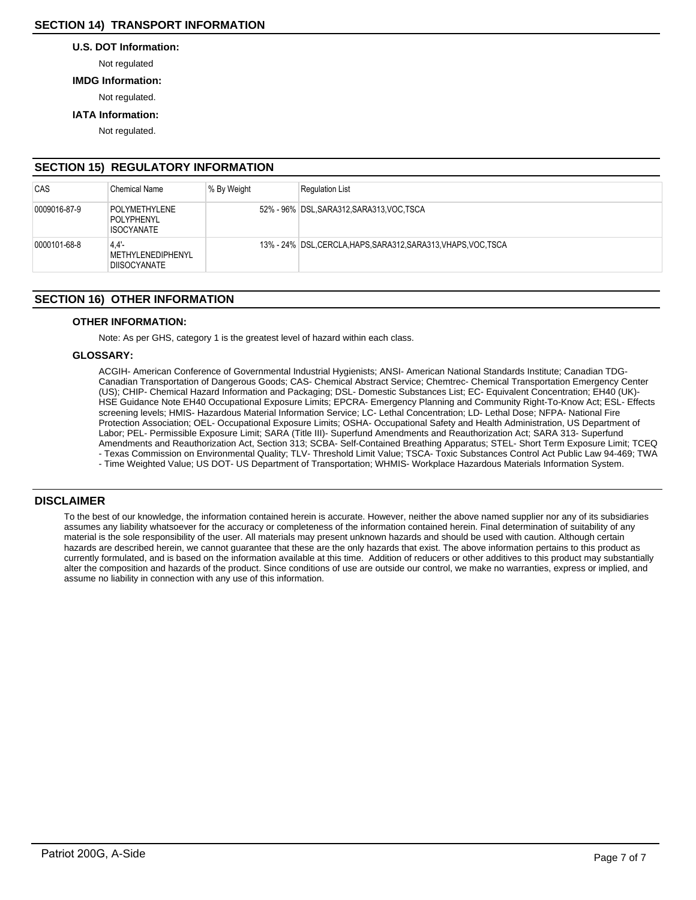## SECTION 14) TRANSPORT INFORMATION

### U.S. DOT Information:

Not regulated

### IMDG Information:

Not regulated.

### IATA Information:

Not regulated.

## SECTION 15) REGULATORY INFORMATION

| CAS | Chemical Name | % By Weight | Regulation List |
|---|---|---|---|
| 0009016-87-9 | POLYMETHYLENE POLYPHENYL ISOCYANATE | 52% - 96% | DSL,SARA312,SARA313,VOC,TSCA |
| 0000101-68-8 | 4,4'-METHYLENEDIPHENYL DIISOCYANATE | 13% - 24% | DSL,CERCLA,HAPS,SARA312,SARA313,VHAPS,VOC,TSCA |

## SECTION 16) OTHER INFORMATION

### OTHER INFORMATION:

Note: As per GHS, category 1 is the greatest level of hazard within each class.

### GLOSSARY:

ACGIH- American Conference of Governmental Industrial Hygienists; ANSI- American National Standards Institute; Canadian TDG- Canadian Transportation of Dangerous Goods; CAS- Chemical Abstract Service; Chemtrec- Chemical Transportation Emergency Center (US); CHIP- Chemical Hazard Information and Packaging; DSL- Domestic Substances List; EC- Equivalent Concentration; EH40 (UK)- HSE Guidance Note EH40 Occupational Exposure Limits; EPCRA- Emergency Planning and Community Right-To-Know Act; ESL- Effects screening levels; HMIS- Hazardous Material Information Service; LC- Lethal Concentration; LD- Lethal Dose; NFPA- National Fire Protection Association; OEL- Occupational Exposure Limits; OSHA- Occupational Safety and Health Administration, US Department of Labor; PEL- Permissible Exposure Limit; SARA (Title III)- Superfund Amendments and Reauthorization Act; SARA 313- Superfund Amendments and Reauthorization Act, Section 313; SCBA- Self-Contained Breathing Apparatus; STEL- Short Term Exposure Limit; TCEQ - Texas Commission on Environmental Quality; TLV- Threshold Limit Value; TSCA- Toxic Substances Control Act Public Law 94-469; TWA - Time Weighted Value; US DOT- US Department of Transportation; WHMIS- Workplace Hazardous Materials Information System.

## DISCLAIMER

To the best of our knowledge, the information contained herein is accurate. However, neither the above named supplier nor any of its subsidiaries assumes any liability whatsoever for the accuracy or completeness of the information contained herein. Final determination of suitability of any material is the sole responsibility of the user. All materials may present unknown hazards and should be used with caution. Although certain hazards are described herein, we cannot guarantee that these are the only hazards that exist. The above information pertains to this product as currently formulated, and is based on the information available at this time. Addition of reducers or other additives to this product may substantially alter the composition and hazards of the product. Since conditions of use are outside our control, we make no warranties, express or implied, and assume no liability in connection with any use of this information.